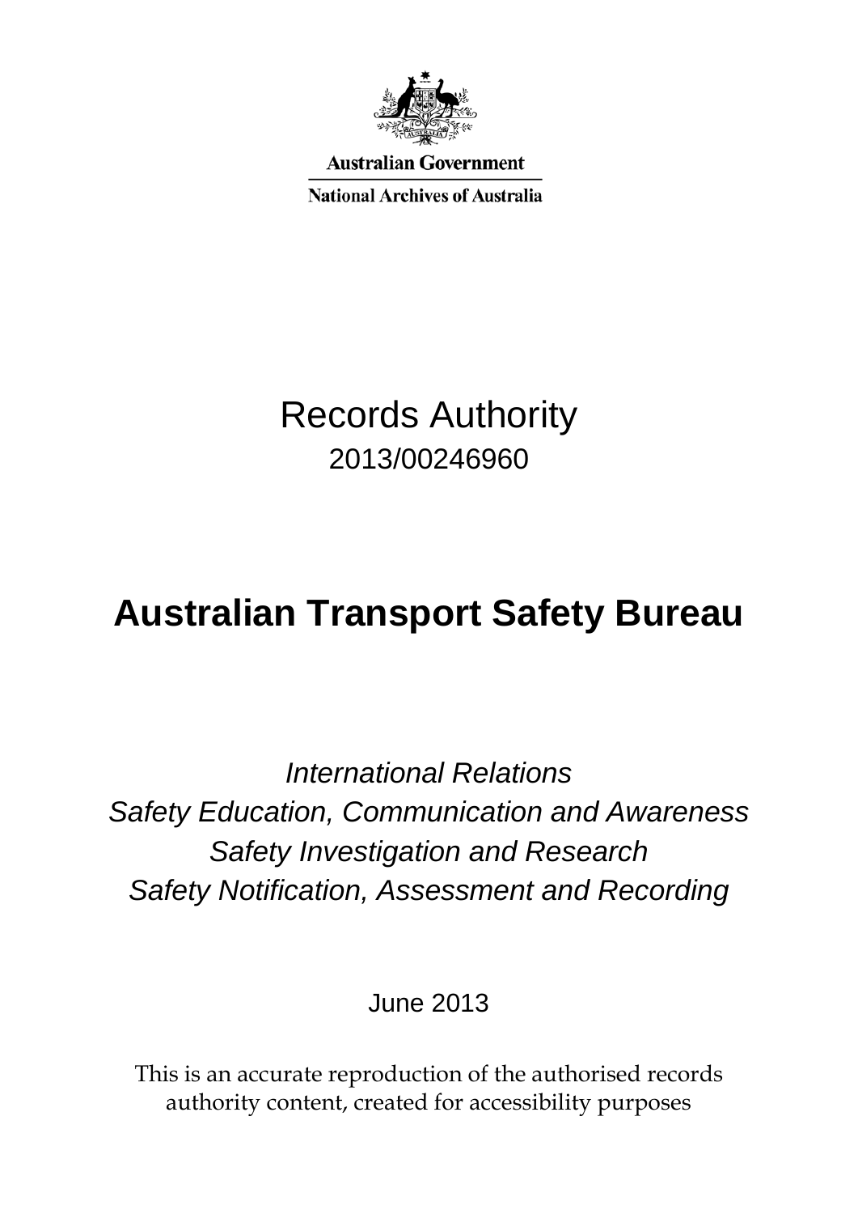Australian Government

National Archives of Australia

# Records Authority

2013/00246960

# Australian Transport Safety Bureau

*International Relations*
*Safety Education, Communication and Awareness*
*Safety Investigation and Research*
*Safety Notification, Assessment and Recording*

June 2013

This is an accurate reproduction of the authorised records authority content, created for accessibility purposes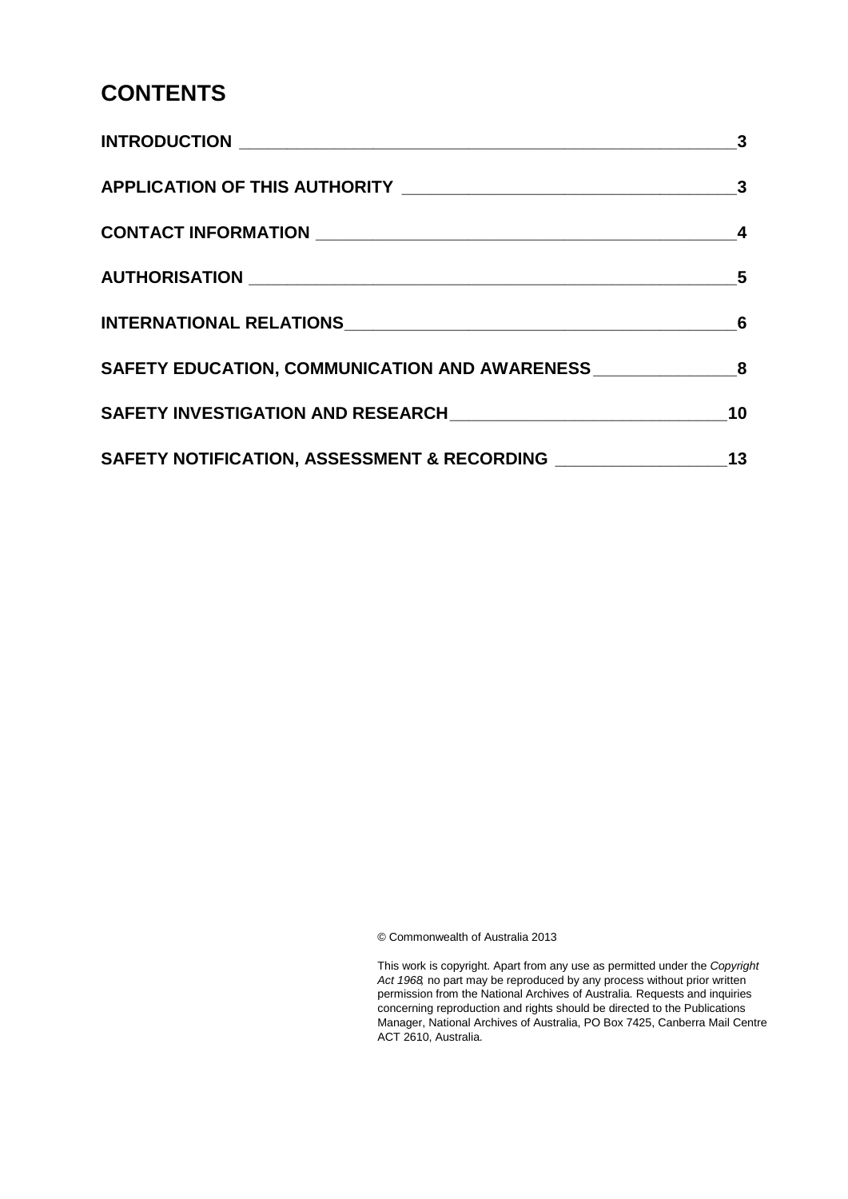# CONTENTS

| | |
|---|---|
| **INTRODUCTION** | **3** |
| **APPLICATION OF THIS AUTHORITY** | **3** |
| **CONTACT INFORMATION** | **4** |
| **AUTHORISATION** | **5** |
| **INTERNATIONAL RELATIONS** | **6** |
| **SAFETY EDUCATION, COMMUNICATION AND AWARENESS** | **8** |
| **SAFETY INVESTIGATION AND RESEARCH** | **10** |
| **SAFETY NOTIFICATION, ASSESSMENT & RECORDING** | **13** |

© Commonwealth of Australia 2013

This work is copyright. Apart from any use as permitted under the *Copyright Act 1968*, no part may be reproduced by any process without prior written permission from the National Archives of Australia. Requests and inquiries concerning reproduction and rights should be directed to the Publications Manager, National Archives of Australia, PO Box 7425, Canberra Mail Centre ACT 2610, Australia.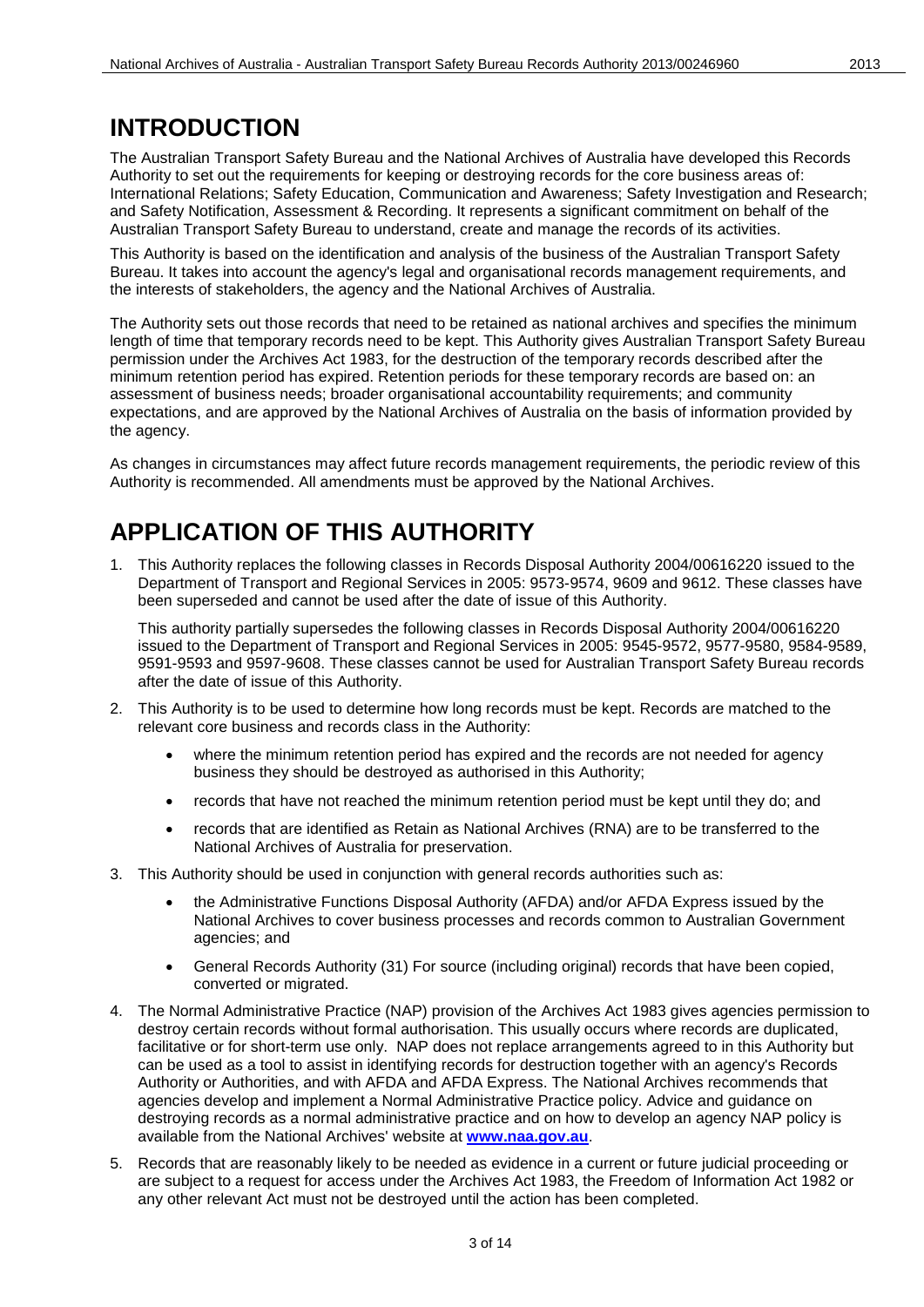# INTRODUCTION

The Australian Transport Safety Bureau and the National Archives of Australia have developed this Records Authority to set out the requirements for keeping or destroying records for the core business areas of: International Relations; Safety Education, Communication and Awareness; Safety Investigation and Research; and Safety Notification, Assessment & Recording. It represents a significant commitment on behalf of the Australian Transport Safety Bureau to understand, create and manage the records of its activities.

This Authority is based on the identification and analysis of the business of the Australian Transport Safety Bureau. It takes into account the agency's legal and organisational records management requirements, and the interests of stakeholders, the agency and the National Archives of Australia.

The Authority sets out those records that need to be retained as national archives and specifies the minimum length of time that temporary records need to be kept. This Authority gives Australian Transport Safety Bureau permission under the Archives Act 1983, for the destruction of the temporary records described after the minimum retention period has expired. Retention periods for these temporary records are based on: an assessment of business needs; broader organisational accountability requirements; and community expectations, and are approved by the National Archives of Australia on the basis of information provided by the agency.

As changes in circumstances may affect future records management requirements, the periodic review of this Authority is recommended. All amendments must be approved by the National Archives.

# APPLICATION OF THIS AUTHORITY

1. This Authority replaces the following classes in Records Disposal Authority 2004/00616220 issued to the Department of Transport and Regional Services in 2005: 9573-9574, 9609 and 9612. These classes have been superseded and cannot be used after the date of issue of this Authority.

   This authority partially supersedes the following classes in Records Disposal Authority 2004/00616220 issued to the Department of Transport and Regional Services in 2005: 9545-9572, 9577-9580, 9584-9589, 9591-9593 and 9597-9608. These classes cannot be used for Australian Transport Safety Bureau records after the date of issue of this Authority.

2. This Authority is to be used to determine how long records must be kept. Records are matched to the relevant core business and records class in the Authority:

   - where the minimum retention period has expired and the records are not needed for agency business they should be destroyed as authorised in this Authority;
   - records that have not reached the minimum retention period must be kept until they do; and
   - records that are identified as Retain as National Archives (RNA) are to be transferred to the National Archives of Australia for preservation.

3. This Authority should be used in conjunction with general records authorities such as:

   - the Administrative Functions Disposal Authority (AFDA) and/or AFDA Express issued by the National Archives to cover business processes and records common to Australian Government agencies; and
   - General Records Authority (31) For source (including original) records that have been copied, converted or migrated.

4. The Normal Administrative Practice (NAP) provision of the Archives Act 1983 gives agencies permission to destroy certain records without formal authorisation. This usually occurs where records are duplicated, facilitative or for short-term use only. NAP does not replace arrangements agreed to in this Authority but can be used as a tool to assist in identifying records for destruction together with an agency's Records Authority or Authorities, and with AFDA and AFDA Express. The National Archives recommends that agencies develop and implement a Normal Administrative Practice policy. Advice and guidance on destroying records as a normal administrative practice and on how to develop an agency NAP policy is available from the National Archives' website at **www.naa.gov.au**.

5. Records that are reasonably likely to be needed as evidence in a current or future judicial proceeding or are subject to a request for access under the Archives Act 1983, the Freedom of Information Act 1982 or any other relevant Act must not be destroyed until the action has been completed.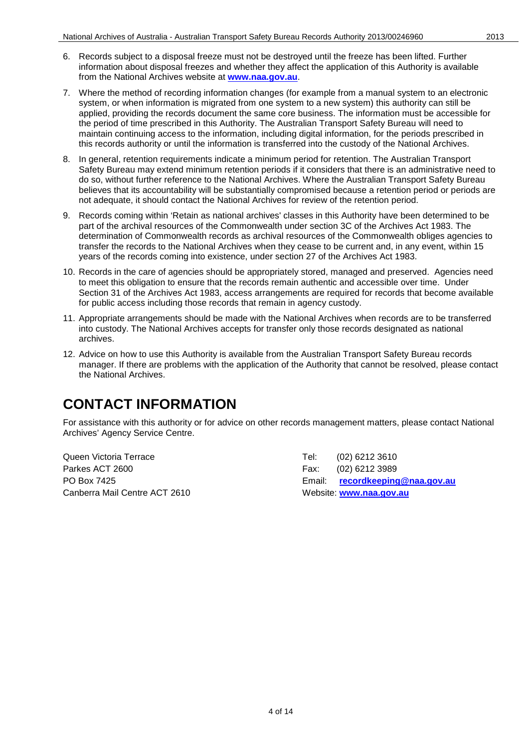6. Records subject to a disposal freeze must not be destroyed until the freeze has been lifted. Further information about disposal freezes and whether they affect the application of this Authority is available from the National Archives website at **www.naa.gov.au**.

7. Where the method of recording information changes (for example from a manual system to an electronic system, or when information is migrated from one system to a new system) this authority can still be applied, providing the records document the same core business. The information must be accessible for the period of time prescribed in this Authority. The Australian Transport Safety Bureau will need to maintain continuing access to the information, including digital information, for the periods prescribed in this records authority or until the information is transferred into the custody of the National Archives.

8. In general, retention requirements indicate a minimum period for retention. The Australian Transport Safety Bureau may extend minimum retention periods if it considers that there is an administrative need to do so, without further reference to the National Archives. Where the Australian Transport Safety Bureau believes that its accountability will be substantially compromised because a retention period or periods are not adequate, it should contact the National Archives for review of the retention period.

9. Records coming within 'Retain as national archives' classes in this Authority have been determined to be part of the archival resources of the Commonwealth under section 3C of the Archives Act 1983. The determination of Commonwealth records as archival resources of the Commonwealth obliges agencies to transfer the records to the National Archives when they cease to be current and, in any event, within 15 years of the records coming into existence, under section 27 of the Archives Act 1983.

10. Records in the care of agencies should be appropriately stored, managed and preserved. Agencies need to meet this obligation to ensure that the records remain authentic and accessible over time. Under Section 31 of the Archives Act 1983, access arrangements are required for records that become available for public access including those records that remain in agency custody.

11. Appropriate arrangements should be made with the National Archives when records are to be transferred into custody. The National Archives accepts for transfer only those records designated as national archives.

12. Advice on how to use this Authority is available from the Australian Transport Safety Bureau records manager. If there are problems with the application of the Authority that cannot be resolved, please contact the National Archives.

# CONTACT INFORMATION

For assistance with this authority or for advice on other records management matters, please contact National Archives' Agency Service Centre.

Queen Victoria Terrace
Parkes ACT 2600
PO Box 7425
Canberra Mail Centre ACT 2610

Tel: (02) 6212 3610
Fax: (02) 6212 3989
Email: **recordkeeping@naa.gov.au**
Website: **www.naa.gov.au**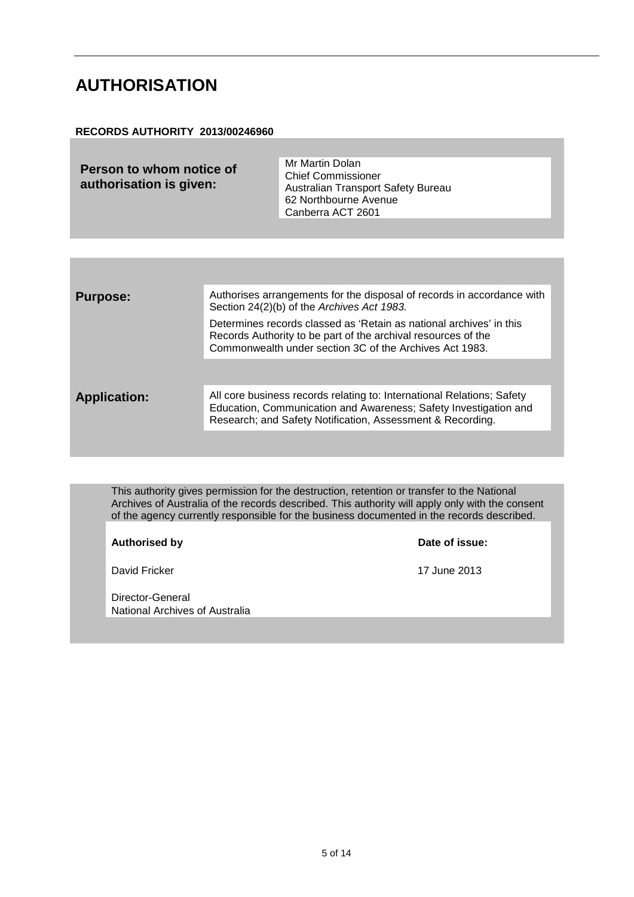# AUTHORISATION

**RECORDS AUTHORITY 2013/00246960**

| **Person to whom notice of authorisation is given:** | Mr Martin Dolan<br>Chief Commissioner<br>Australian Transport Safety Bureau<br>62 Northbourne Avenue<br>Canberra ACT 2601 |
|---|---|

| | |
|---|---|
| **Purpose:** | Authorises arrangements for the disposal of records in accordance with Section 24(2)(b) of the *Archives Act 1983.*<br><br>Determines records classed as 'Retain as national archives' in this Records Authority to be part of the archival resources of the Commonwealth under section 3C of the Archives Act 1983. |
| **Application:** | All core business records relating to: International Relations; Safety Education, Communication and Awareness; Safety Investigation and Research; and Safety Notification, Assessment & Recording. |

This authority gives permission for the destruction, retention or transfer to the National Archives of Australia of the records described. This authority will apply only with the consent of the agency currently responsible for the business documented in the records described.

| **Authorised by** | **Date of issue:** |
|---|---|
| David Fricker<br><br>Director-General<br>National Archives of Australia | 17 June 2013 |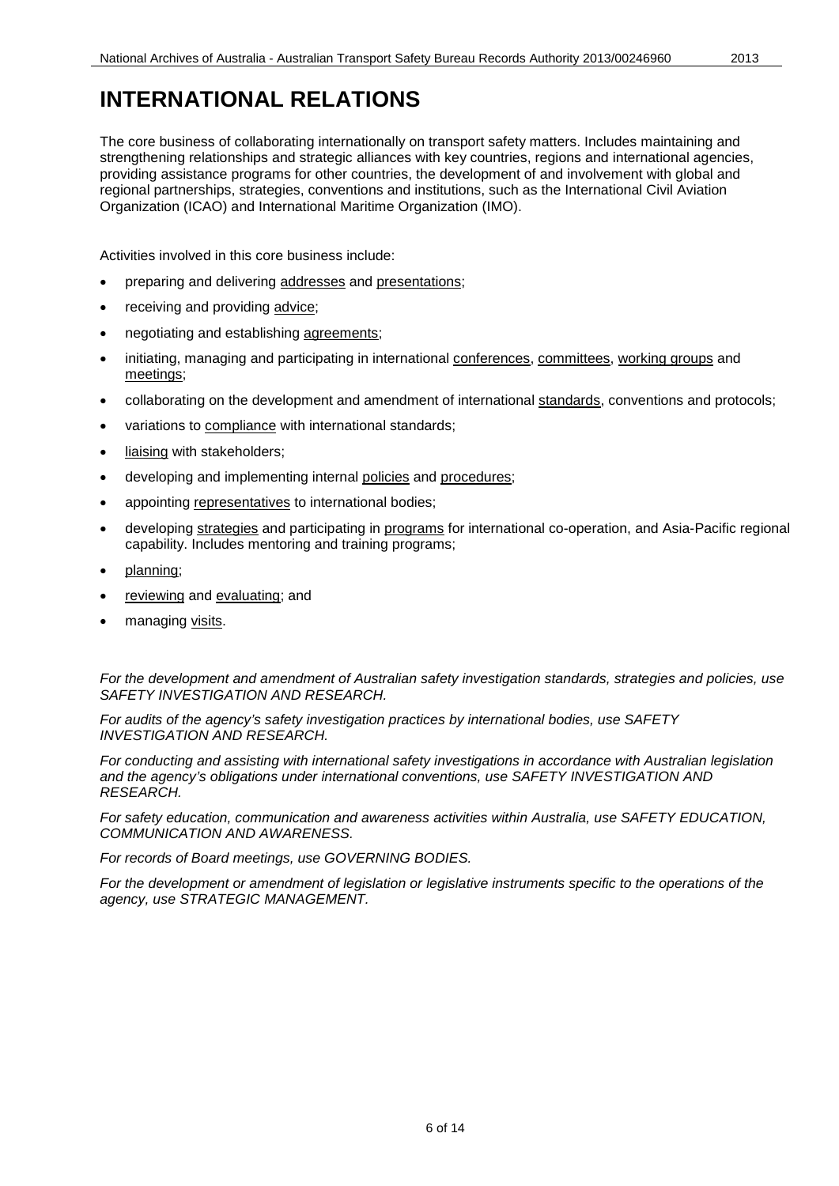# INTERNATIONAL RELATIONS

The core business of collaborating internationally on transport safety matters. Includes maintaining and strengthening relationships and strategic alliances with key countries, regions and international agencies, providing assistance programs for other countries, the development of and involvement with global and regional partnerships, strategies, conventions and institutions, such as the International Civil Aviation Organization (ICAO) and International Maritime Organization (IMO).

Activities involved in this core business include:

- preparing and delivering addresses and presentations;
- receiving and providing advice;
- negotiating and establishing agreements;
- initiating, managing and participating in international conferences, committees, working groups and meetings;
- collaborating on the development and amendment of international standards, conventions and protocols;
- variations to compliance with international standards;
- liaising with stakeholders;
- developing and implementing internal policies and procedures;
- appointing representatives to international bodies;
- developing strategies and participating in programs for international co-operation, and Asia-Pacific regional capability. Includes mentoring and training programs;
- planning;
- reviewing and evaluating; and
- managing visits.

*For the development and amendment of Australian safety investigation standards, strategies and policies, use SAFETY INVESTIGATION AND RESEARCH.*

*For audits of the agency's safety investigation practices by international bodies, use SAFETY INVESTIGATION AND RESEARCH.*

*For conducting and assisting with international safety investigations in accordance with Australian legislation and the agency's obligations under international conventions, use SAFETY INVESTIGATION AND RESEARCH.*

*For safety education, communication and awareness activities within Australia, use SAFETY EDUCATION, COMMUNICATION AND AWARENESS.*

*For records of Board meetings, use GOVERNING BODIES.*

*For the development or amendment of legislation or legislative instruments specific to the operations of the agency, use STRATEGIC MANAGEMENT.*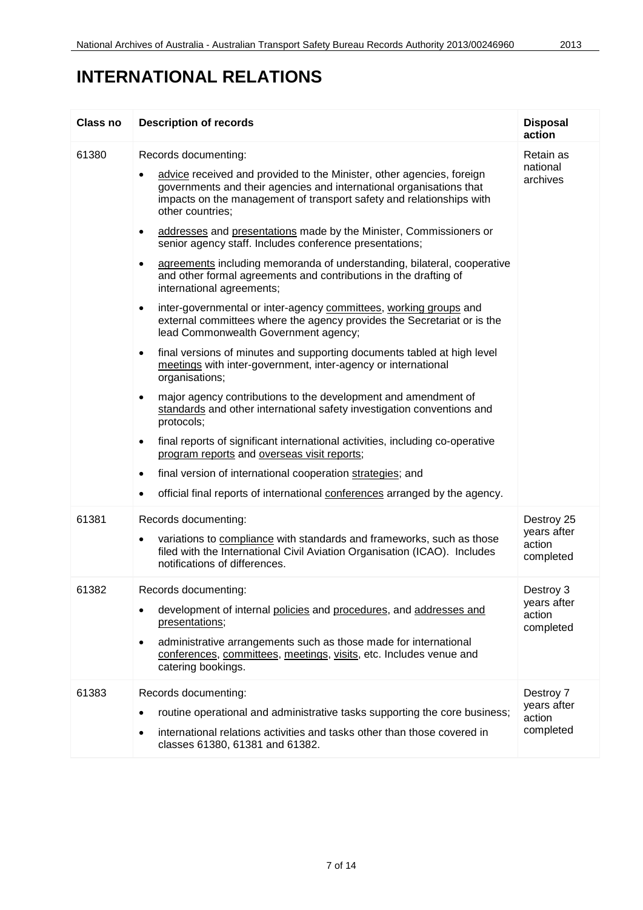# INTERNATIONAL RELATIONS

| Class no | Description of records | Disposal action |
| --- | --- | --- |
| 61380 | Records documenting:<br>• advice received and provided to the Minister, other agencies, foreign governments and their agencies and international organisations that impacts on the management of transport safety and relationships with other countries;<br>• addresses and presentations made by the Minister, Commissioners or senior agency staff. Includes conference presentations;<br>• agreements including memoranda of understanding, bilateral, cooperative and other formal agreements and contributions in the drafting of international agreements;<br>• inter-governmental or inter-agency committees, working groups and external committees where the agency provides the Secretariat or is the lead Commonwealth Government agency;<br>• final versions of minutes and supporting documents tabled at high level meetings with inter-government, inter-agency or international organisations;<br>• major agency contributions to the development and amendment of standards and other international safety investigation conventions and protocols;<br>• final reports of significant international activities, including co-operative program reports and overseas visit reports;<br>• final version of international cooperation strategies; and<br>• official final reports of international conferences arranged by the agency. | Retain as national archives |
| 61381 | Records documenting:<br>• variations to compliance with standards and frameworks, such as those filed with the International Civil Aviation Organisation (ICAO). Includes notifications of differences. | Destroy 25 years after action completed |
| 61382 | Records documenting:<br>• development of internal policies and procedures, and addresses and presentations;<br>• administrative arrangements such as those made for international conferences, committees, meetings, visits, etc. Includes venue and catering bookings. | Destroy 3 years after action completed |
| 61383 | Records documenting:<br>• routine operational and administrative tasks supporting the core business;<br>• international relations activities and tasks other than those covered in classes 61380, 61381 and 61382. | Destroy 7 years after action completed |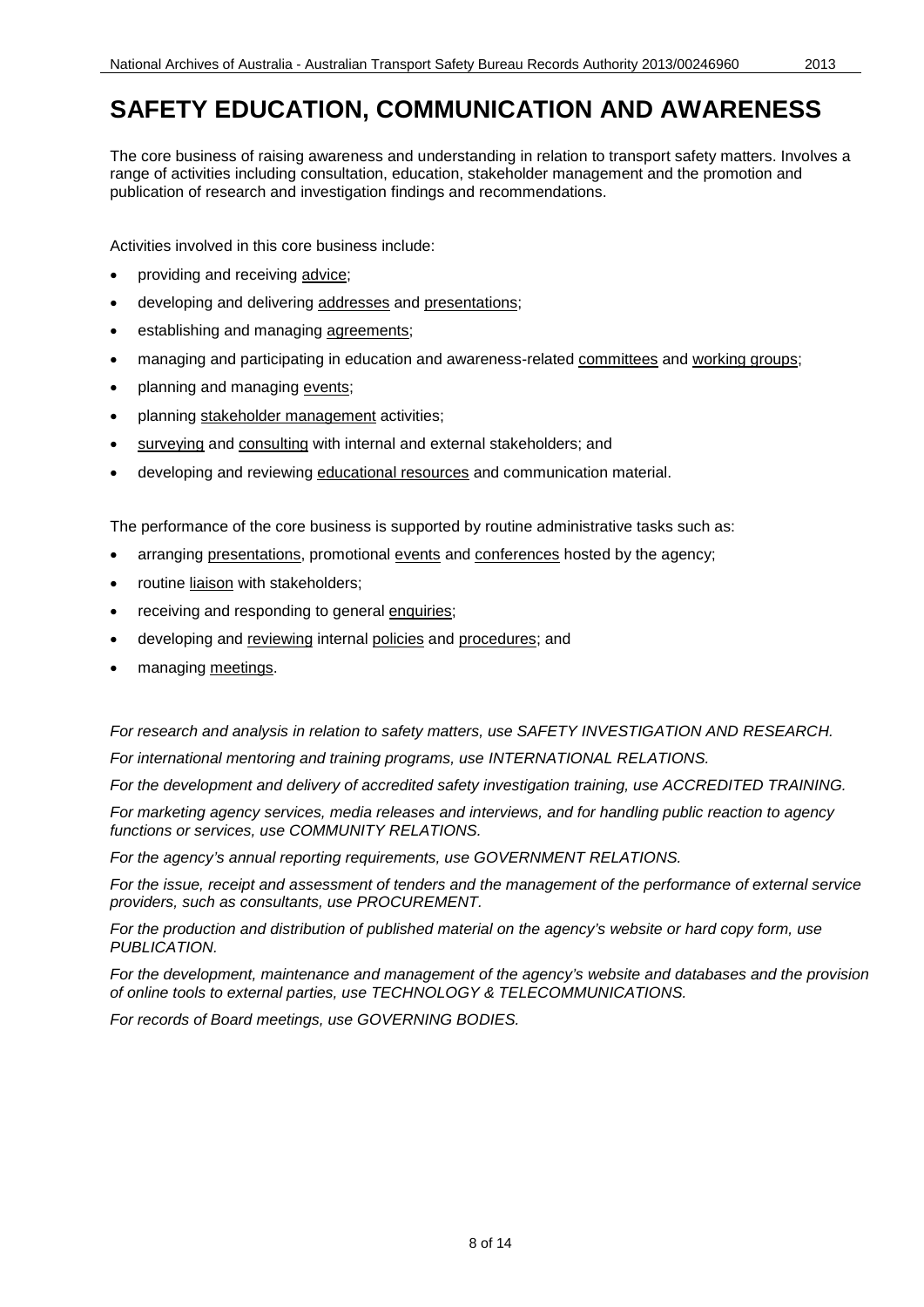# SAFETY EDUCATION, COMMUNICATION AND AWARENESS

The core business of raising awareness and understanding in relation to transport safety matters. Involves a range of activities including consultation, education, stakeholder management and the promotion and publication of research and investigation findings and recommendations.

Activities involved in this core business include:

- providing and receiving advice;
- developing and delivering addresses and presentations;
- establishing and managing agreements;
- managing and participating in education and awareness-related committees and working groups;
- planning and managing events;
- planning stakeholder management activities;
- surveying and consulting with internal and external stakeholders; and
- developing and reviewing educational resources and communication material.

The performance of the core business is supported by routine administrative tasks such as:

- arranging presentations, promotional events and conferences hosted by the agency;
- routine liaison with stakeholders;
- receiving and responding to general enquiries;
- developing and reviewing internal policies and procedures; and
- managing meetings.

*For research and analysis in relation to safety matters, use SAFETY INVESTIGATION AND RESEARCH.*

*For international mentoring and training programs, use INTERNATIONAL RELATIONS.*

*For the development and delivery of accredited safety investigation training, use ACCREDITED TRAINING.*

*For marketing agency services, media releases and interviews, and for handling public reaction to agency functions or services, use COMMUNITY RELATIONS.*

*For the agency's annual reporting requirements, use GOVERNMENT RELATIONS.*

*For the issue, receipt and assessment of tenders and the management of the performance of external service providers, such as consultants, use PROCUREMENT.*

*For the production and distribution of published material on the agency's website or hard copy form, use PUBLICATION.*

*For the development, maintenance and management of the agency's website and databases and the provision of online tools to external parties, use TECHNOLOGY & TELECOMMUNICATIONS.*

*For records of Board meetings, use GOVERNING BODIES.*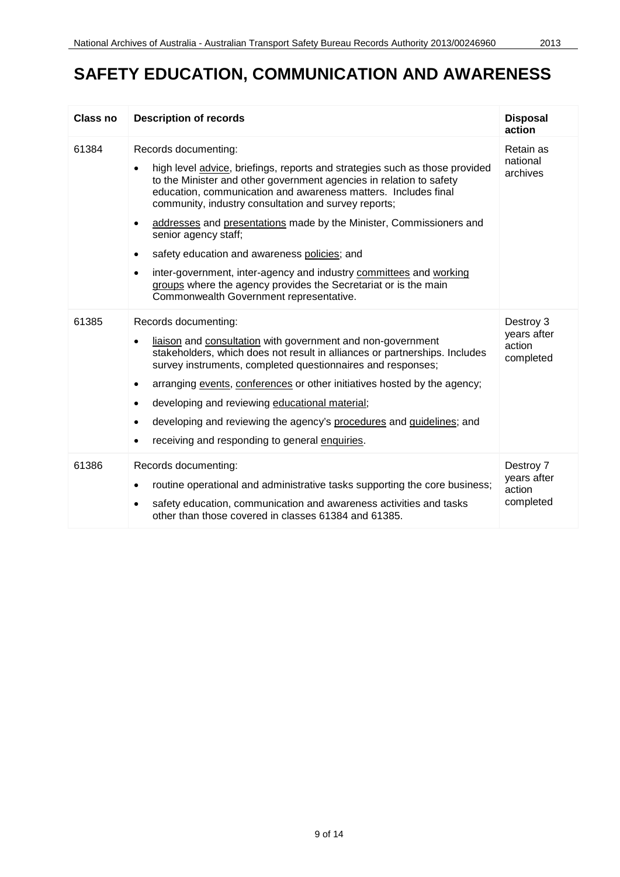# SAFETY EDUCATION, COMMUNICATION AND AWARENESS

| Class no | Description of records | Disposal action |
|---|---|---|
| 61384 | Records documenting:<br>• high level advice, briefings, reports and strategies such as those provided to the Minister and other government agencies in relation to safety education, communication and awareness matters. Includes final community, industry consultation and survey reports;<br>• addresses and presentations made by the Minister, Commissioners and senior agency staff;<br>• safety education and awareness policies; and<br>• inter-government, inter-agency and industry committees and working groups where the agency provides the Secretariat or is the main Commonwealth Government representative. | Retain as national archives |
| 61385 | Records documenting:<br>• liaison and consultation with government and non-government stakeholders, which does not result in alliances or partnerships. Includes survey instruments, completed questionnaires and responses;<br>• arranging events, conferences or other initiatives hosted by the agency;<br>• developing and reviewing educational material;<br>• developing and reviewing the agency's procedures and guidelines; and<br>• receiving and responding to general enquiries. | Destroy 3 years after action completed |
| 61386 | Records documenting:<br>• routine operational and administrative tasks supporting the core business;<br>• safety education, communication and awareness activities and tasks other than those covered in classes 61384 and 61385. | Destroy 7 years after action completed |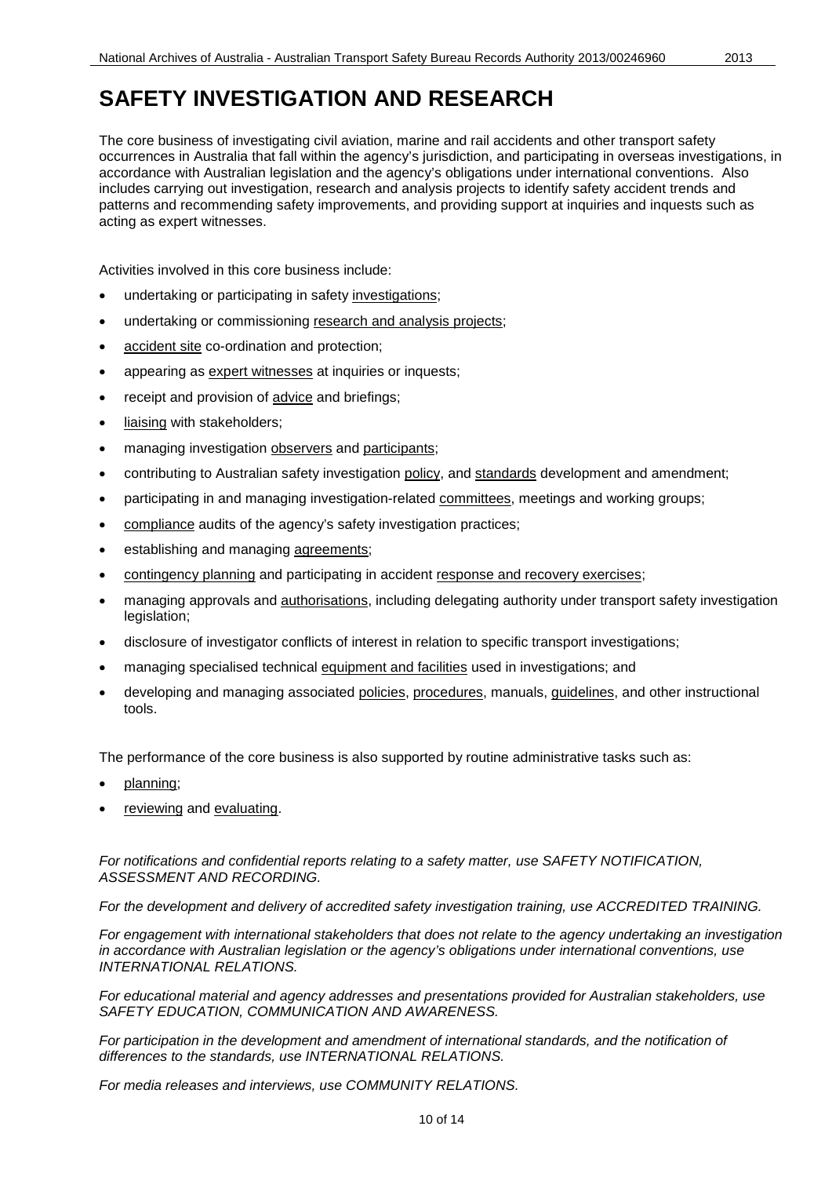# SAFETY INVESTIGATION AND RESEARCH

The core business of investigating civil aviation, marine and rail accidents and other transport safety occurrences in Australia that fall within the agency's jurisdiction, and participating in overseas investigations, in accordance with Australian legislation and the agency's obligations under international conventions. Also includes carrying out investigation, research and analysis projects to identify safety accident trends and patterns and recommending safety improvements, and providing support at inquiries and inquests such as acting as expert witnesses.

Activities involved in this core business include:

- undertaking or participating in safety investigations;
- undertaking or commissioning research and analysis projects;
- accident site co-ordination and protection;
- appearing as expert witnesses at inquiries or inquests;
- receipt and provision of advice and briefings;
- liaising with stakeholders;
- managing investigation observers and participants;
- contributing to Australian safety investigation policy, and standards development and amendment;
- participating in and managing investigation-related committees, meetings and working groups;
- compliance audits of the agency's safety investigation practices;
- establishing and managing agreements;
- contingency planning and participating in accident response and recovery exercises;
- managing approvals and authorisations, including delegating authority under transport safety investigation legislation;
- disclosure of investigator conflicts of interest in relation to specific transport investigations;
- managing specialised technical equipment and facilities used in investigations; and
- developing and managing associated policies, procedures, manuals, guidelines, and other instructional tools.

The performance of the core business is also supported by routine administrative tasks such as:

- planning;
- reviewing and evaluating.

*For notifications and confidential reports relating to a safety matter, use SAFETY NOTIFICATION, ASSESSMENT AND RECORDING.*

*For the development and delivery of accredited safety investigation training, use ACCREDITED TRAINING.*

*For engagement with international stakeholders that does not relate to the agency undertaking an investigation in accordance with Australian legislation or the agency's obligations under international conventions, use INTERNATIONAL RELATIONS.*

*For educational material and agency addresses and presentations provided for Australian stakeholders, use SAFETY EDUCATION, COMMUNICATION AND AWARENESS.*

*For participation in the development and amendment of international standards, and the notification of differences to the standards, use INTERNATIONAL RELATIONS.*

*For media releases and interviews, use COMMUNITY RELATIONS.*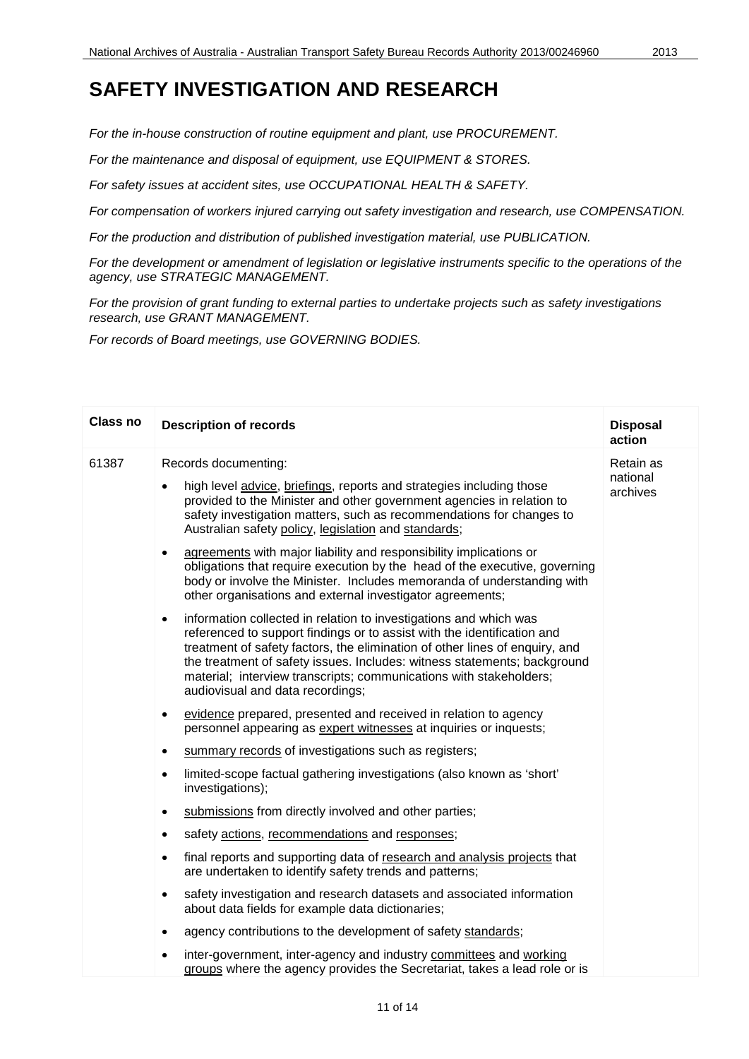# SAFETY INVESTIGATION AND RESEARCH

*For the in-house construction of routine equipment and plant, use PROCUREMENT.*

*For the maintenance and disposal of equipment, use EQUIPMENT & STORES.*

*For safety issues at accident sites, use OCCUPATIONAL HEALTH & SAFETY.*

*For compensation of workers injured carrying out safety investigation and research, use COMPENSATION.*

*For the production and distribution of published investigation material, use PUBLICATION.*

*For the development or amendment of legislation or legislative instruments specific to the operations of the agency, use STRATEGIC MANAGEMENT.*

*For the provision of grant funding to external parties to undertake projects such as safety investigations research, use GRANT MANAGEMENT.*

*For records of Board meetings, use GOVERNING BODIES.*

| Class no | Description of records | Disposal action |
|---|---|---|
| 61387 | Records documenting:<br>• high level advice, briefings, reports and strategies including those provided to the Minister and other government agencies in relation to safety investigation matters, such as recommendations for changes to Australian safety policy, legislation and standards;<br>• agreements with major liability and responsibility implications or obligations that require execution by the head of the executive, governing body or involve the Minister. Includes memoranda of understanding with other organisations and external investigator agreements;<br>• information collected in relation to investigations and which was referenced to support findings or to assist with the identification and treatment of safety factors, the elimination of other lines of enquiry, and the treatment of safety issues. Includes: witness statements; background material; interview transcripts; communications with stakeholders; audiovisual and data recordings;<br>• evidence prepared, presented and received in relation to agency personnel appearing as expert witnesses at inquiries or inquests;<br>• summary records of investigations such as registers;<br>• limited-scope factual gathering investigations (also known as 'short' investigations);<br>• submissions from directly involved and other parties;<br>• safety actions, recommendations and responses;<br>• final reports and supporting data of research and analysis projects that are undertaken to identify safety trends and patterns;<br>• safety investigation and research datasets and associated information about data fields for example data dictionaries;<br>• agency contributions to the development of safety standards;<br>• inter-government, inter-agency and industry committees and working groups where the agency provides the Secretariat, takes a lead role or is | Retain as national archives |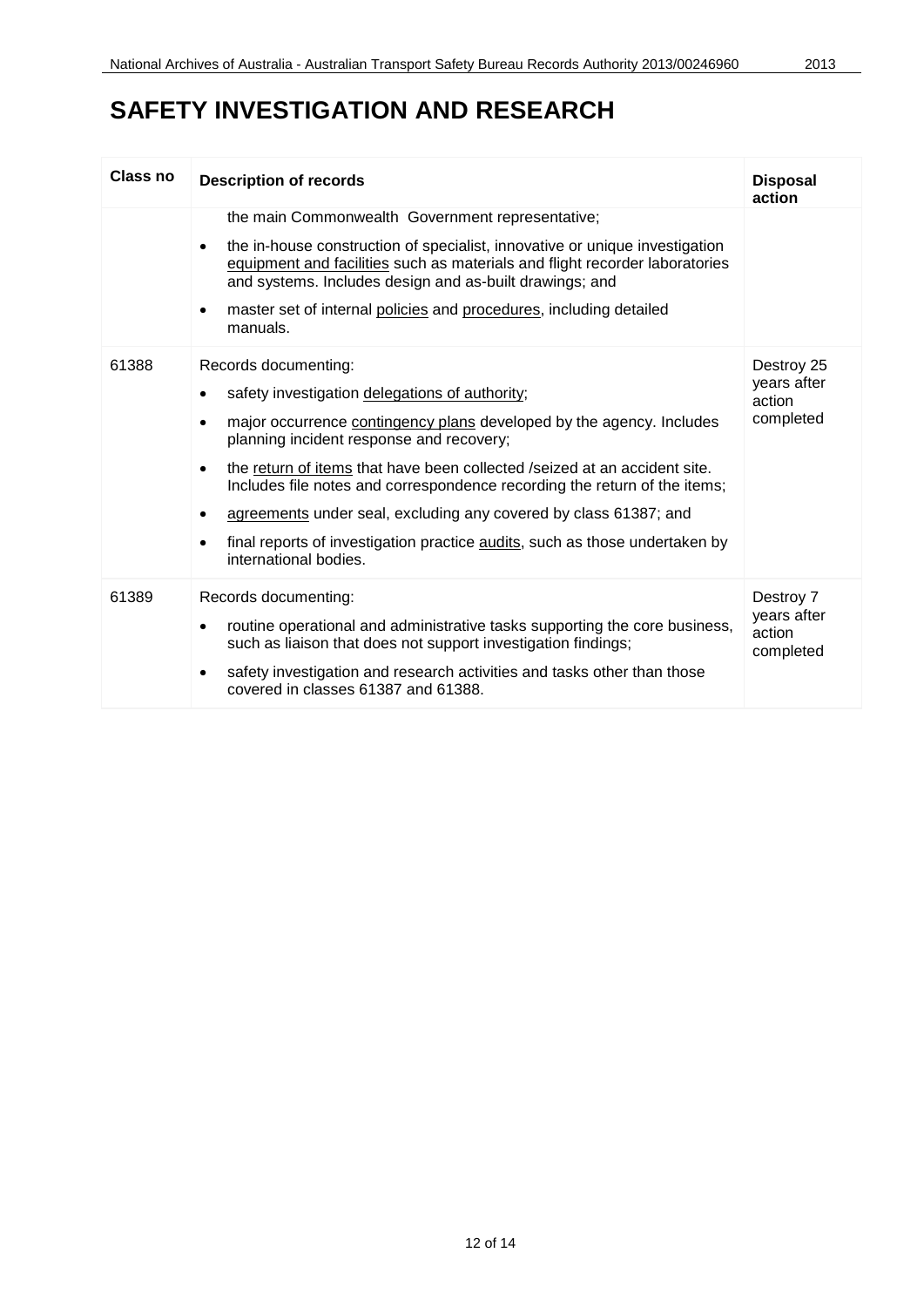# SAFETY INVESTIGATION AND RESEARCH

| Class no | Description of records | Disposal action |
|---|---|---|
| | the main Commonwealth Government representative;<br>• the in-house construction of specialist, innovative or unique investigation equipment and facilities such as materials and flight recorder laboratories and systems. Includes design and as-built drawings; and<br>• master set of internal policies and procedures, including detailed manuals. | |
| 61388 | Records documenting:<br>• safety investigation delegations of authority;<br>• major occurrence contingency plans developed by the agency. Includes planning incident response and recovery;<br>• the return of items that have been collected /seized at an accident site. Includes file notes and correspondence recording the return of the items;<br>• agreements under seal, excluding any covered by class 61387; and<br>• final reports of investigation practice audits, such as those undertaken by international bodies. | Destroy 25 years after action completed |
| 61389 | Records documenting:<br>• routine operational and administrative tasks supporting the core business, such as liaison that does not support investigation findings;<br>• safety investigation and research activities and tasks other than those covered in classes 61387 and 61388. | Destroy 7 years after action completed |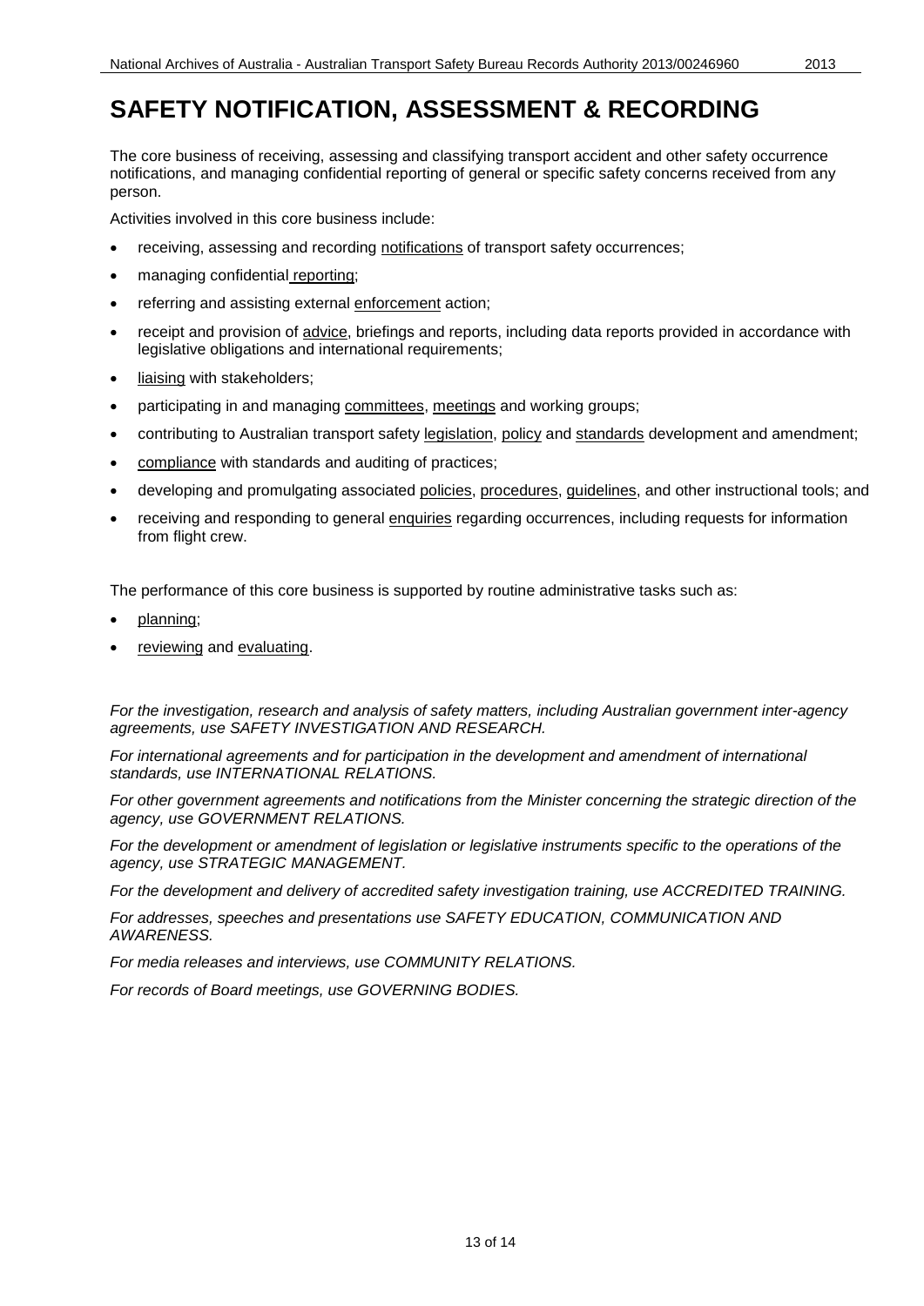# SAFETY NOTIFICATION, ASSESSMENT & RECORDING

The core business of receiving, assessing and classifying transport accident and other safety occurrence notifications, and managing confidential reporting of general or specific safety concerns received from any person.

Activities involved in this core business include:

- receiving, assessing and recording notifications of transport safety occurrences;
- managing confidential reporting;
- referring and assisting external enforcement action;
- receipt and provision of advice, briefings and reports, including data reports provided in accordance with legislative obligations and international requirements;
- liaising with stakeholders;
- participating in and managing committees, meetings and working groups;
- contributing to Australian transport safety legislation, policy and standards development and amendment;
- compliance with standards and auditing of practices;
- developing and promulgating associated policies, procedures, guidelines, and other instructional tools; and
- receiving and responding to general enquiries regarding occurrences, including requests for information from flight crew.

The performance of this core business is supported by routine administrative tasks such as:

- planning;
- reviewing and evaluating.

*For the investigation, research and analysis of safety matters, including Australian government inter-agency agreements, use SAFETY INVESTIGATION AND RESEARCH.*

*For international agreements and for participation in the development and amendment of international standards, use INTERNATIONAL RELATIONS.*

*For other government agreements and notifications from the Minister concerning the strategic direction of the agency, use GOVERNMENT RELATIONS.*

*For the development or amendment of legislation or legislative instruments specific to the operations of the agency, use STRATEGIC MANAGEMENT.*

*For the development and delivery of accredited safety investigation training, use ACCREDITED TRAINING.*

*For addresses, speeches and presentations use SAFETY EDUCATION, COMMUNICATION AND AWARENESS.*

*For media releases and interviews, use COMMUNITY RELATIONS.*

*For records of Board meetings, use GOVERNING BODIES.*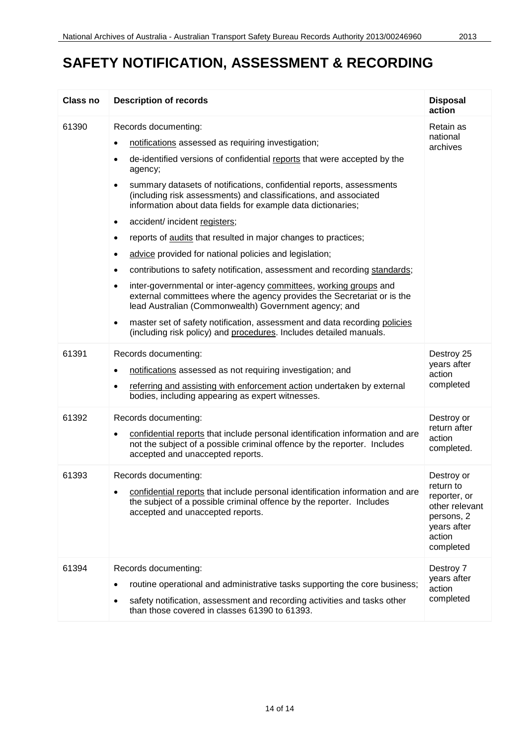# SAFETY NOTIFICATION, ASSESSMENT & RECORDING

| Class no | Description of records | Disposal action |
| --- | --- | --- |
| 61390 | Records documenting:<br>• notifications assessed as requiring investigation;<br>• de-identified versions of confidential reports that were accepted by the agency;<br>• summary datasets of notifications, confidential reports, assessments (including risk assessments) and classifications, and associated information about data fields for example data dictionaries;<br>• accident/ incident registers;<br>• reports of audits that resulted in major changes to practices;<br>• advice provided for national policies and legislation;<br>• contributions to safety notification, assessment and recording standards;<br>• inter-governmental or inter-agency committees, working groups and external committees where the agency provides the Secretariat or is the lead Australian (Commonwealth) Government agency; and<br>• master set of safety notification, assessment and data recording policies (including risk policy) and procedures. Includes detailed manuals. | Retain as national archives |
| 61391 | Records documenting:<br>• notifications assessed as not requiring investigation; and<br>• referring and assisting with enforcement action undertaken by external bodies, including appearing as expert witnesses. | Destroy 25 years after action completed |
| 61392 | Records documenting:<br>• confidential reports that include personal identification information and are not the subject of a possible criminal offence by the reporter. Includes accepted and unaccepted reports. | Destroy or return after action completed. |
| 61393 | Records documenting:<br>• confidential reports that include personal identification information and are the subject of a possible criminal offence by the reporter. Includes accepted and unaccepted reports. | Destroy or return to reporter, or other relevant persons, 2 years after action completed |
| 61394 | Records documenting:<br>• routine operational and administrative tasks supporting the core business;<br>• safety notification, assessment and recording activities and tasks other than those covered in classes 61390 to 61393. | Destroy 7 years after action completed |